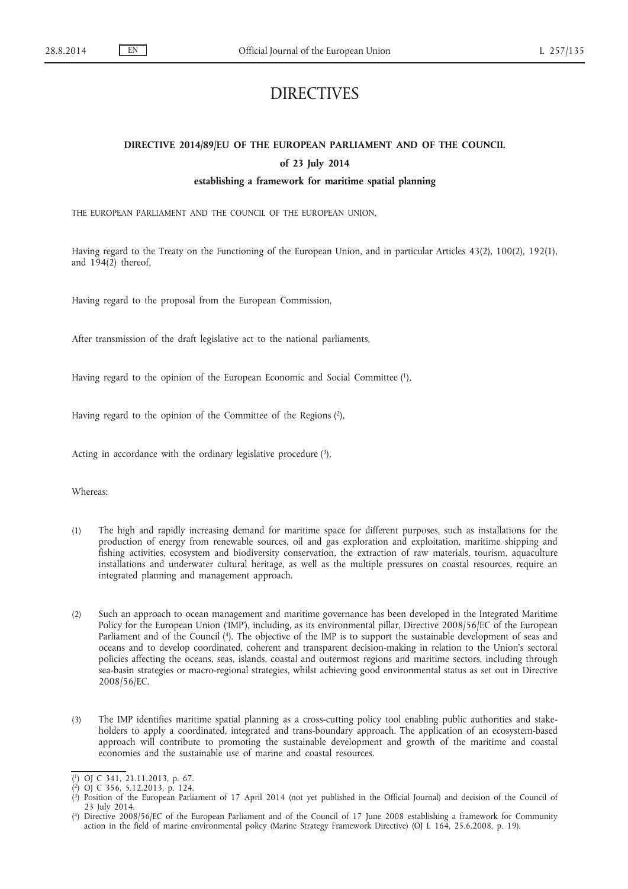# DIRECTIVES

## DIRECTIVE 2014/89/EU OF THE EUROPEAN PARLIAMENT AND OF THE COUNCIL

### of 23 July 2014

### establishing a framework for maritime spatial planning

THE EUROPEAN PARLIAMENT AND THE COUNCIL OF THE EUROPEAN UNION,

Having regard to the Treaty on the Functioning of the European Union, and in particular Articles 43(2), 100(2), 192(1), and 194(2) thereof,

Having regard to the proposal from the European Commission,

After transmission of the draft legislative act to the national parliaments,

Having regard to the opinion of the European Economic and Social Committee [1],

Having regard to the opinion of the Committee of the Regions [2],

Acting in accordance with the ordinary legislative procedure [3],

Whereas:

(1) The high and rapidly increasing demand for maritime space for different purposes, such as installations for the production of energy from renewable sources, oil and gas exploration and exploitation, maritime shipping and fishing activities, ecosystem and biodiversity conservation, the extraction of raw materials, tourism, aquaculture installations and underwater cultural heritage, as well as the multiple pressures on coastal resources, require an integrated planning and management approach.

(2) Such an approach to ocean management and maritime governance has been developed in the Integrated Maritime Policy for the European Union ('IMP'), including, as its environmental pillar, Directive 2008/56/EC of the European Parliament and of the Council [4]. The objective of the IMP is to support the sustainable development of seas and oceans and to develop coordinated, coherent and transparent decision-making in relation to the Union's sectoral policies affecting the oceans, seas, islands, coastal and outermost regions and maritime sectors, including through sea-basin strategies or macro-regional strategies, whilst achieving good environmental status as set out in Directive 2008/56/EC.

(3) The IMP identifies maritime spatial planning as a cross-cutting policy tool enabling public authorities and stakeholders to apply a coordinated, integrated and trans-boundary approach. The application of an ecosystem-based approach will contribute to promoting the sustainable development and growth of the maritime and coastal economies and the sustainable use of marine and coastal resources.

---

[1] OJ C 341, 21.11.2013, p. 67.

[2] OJ C 356, 5.12.2013, p. 124.

[3] Position of the European Parliament of 17 April 2014 (not yet published in the Official Journal) and decision of the Council of 23 July 2014.

[4] Directive 2008/56/EC of the European Parliament and of the Council of 17 June 2008 establishing a framework for Community action in the field of marine environmental policy (Marine Strategy Framework Directive) (OJ L 164, 25.6.2008, p. 19).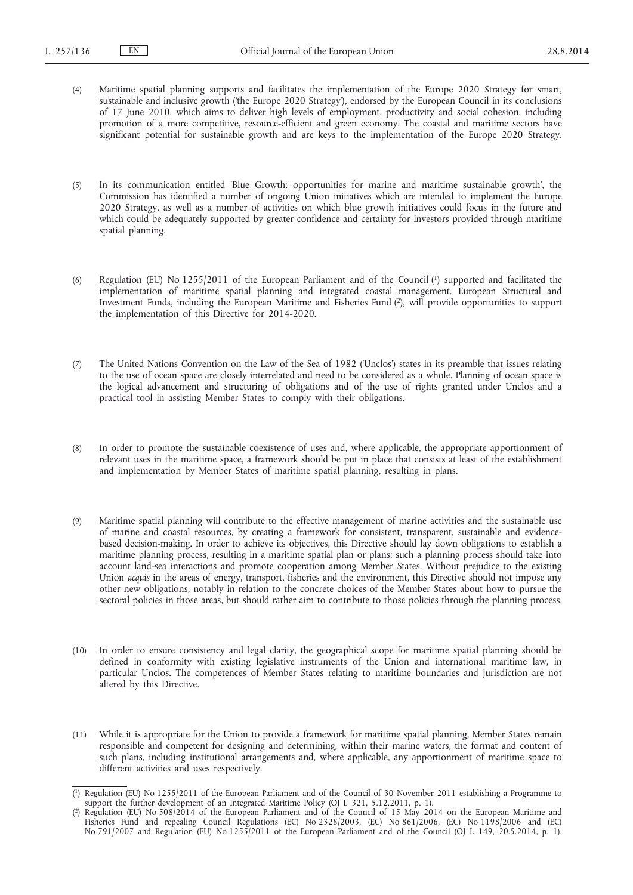(4) Maritime spatial planning supports and facilitates the implementation of the Europe 2020 Strategy for smart, sustainable and inclusive growth ('the Europe 2020 Strategy'), endorsed by the European Council in its conclusions of 17 June 2010, which aims to deliver high levels of employment, productivity and social cohesion, including promotion of a more competitive, resource-efficient and green economy. The coastal and maritime sectors have significant potential for sustainable growth and are keys to the implementation of the Europe 2020 Strategy.

(5) In its communication entitled 'Blue Growth: opportunities for marine and maritime sustainable growth', the Commission has identified a number of ongoing Union initiatives which are intended to implement the Europe 2020 Strategy, as well as a number of activities on which blue growth initiatives could focus in the future and which could be adequately supported by greater confidence and certainty for investors provided through maritime spatial planning.

(6) Regulation (EU) No 1255/2011 of the European Parliament and of the Council [1] supported and facilitated the implementation of maritime spatial planning and integrated coastal management. European Structural and Investment Funds, including the European Maritime and Fisheries Fund [2], will provide opportunities to support the implementation of this Directive for 2014-2020.

(7) The United Nations Convention on the Law of the Sea of 1982 ('Unclos') states in its preamble that issues relating to the use of ocean space are closely interrelated and need to be considered as a whole. Planning of ocean space is the logical advancement and structuring of obligations and of the use of rights granted under Unclos and a practical tool in assisting Member States to comply with their obligations.

(8) In order to promote the sustainable coexistence of uses and, where applicable, the appropriate apportionment of relevant uses in the maritime space, a framework should be put in place that consists at least of the establishment and implementation by Member States of maritime spatial planning, resulting in plans.

(9) Maritime spatial planning will contribute to the effective management of marine activities and the sustainable use of marine and coastal resources, by creating a framework for consistent, transparent, sustainable and evidence-based decision-making. In order to achieve its objectives, this Directive should lay down obligations to establish a maritime planning process, resulting in a maritime spatial plan or plans; such a planning process should take into account land-sea interactions and promote cooperation among Member States. Without prejudice to the existing Union *acquis* in the areas of energy, transport, fisheries and the environment, this Directive should not impose any other new obligations, notably in relation to the concrete choices of the Member States about how to pursue the sectoral policies in those areas, but should rather aim to contribute to those policies through the planning process.

(10) In order to ensure consistency and legal clarity, the geographical scope for maritime spatial planning should be defined in conformity with existing legislative instruments of the Union and international maritime law, in particular Unclos. The competences of Member States relating to maritime boundaries and jurisdiction are not altered by this Directive.

(11) While it is appropriate for the Union to provide a framework for maritime spatial planning, Member States remain responsible and competent for designing and determining, within their marine waters, the format and content of such plans, including institutional arrangements and, where applicable, any apportionment of maritime space to different activities and uses respectively.

---

[1] Regulation (EU) No 1255/2011 of the European Parliament and of the Council of 30 November 2011 establishing a Programme to support the further development of an Integrated Maritime Policy (OJ L 321, 5.12.2011, p. 1).

[2] Regulation (EU) No 508/2014 of the European Parliament and of the Council of 15 May 2014 on the European Maritime and Fisheries Fund and repealing Council Regulations (EC) No 2328/2003, (EC) No 861/2006, (EC) No 1198/2006 and (EC) No 791/2007 and Regulation (EU) No 1255/2011 of the European Parliament and of the Council (OJ L 149, 20.5.2014, p. 1).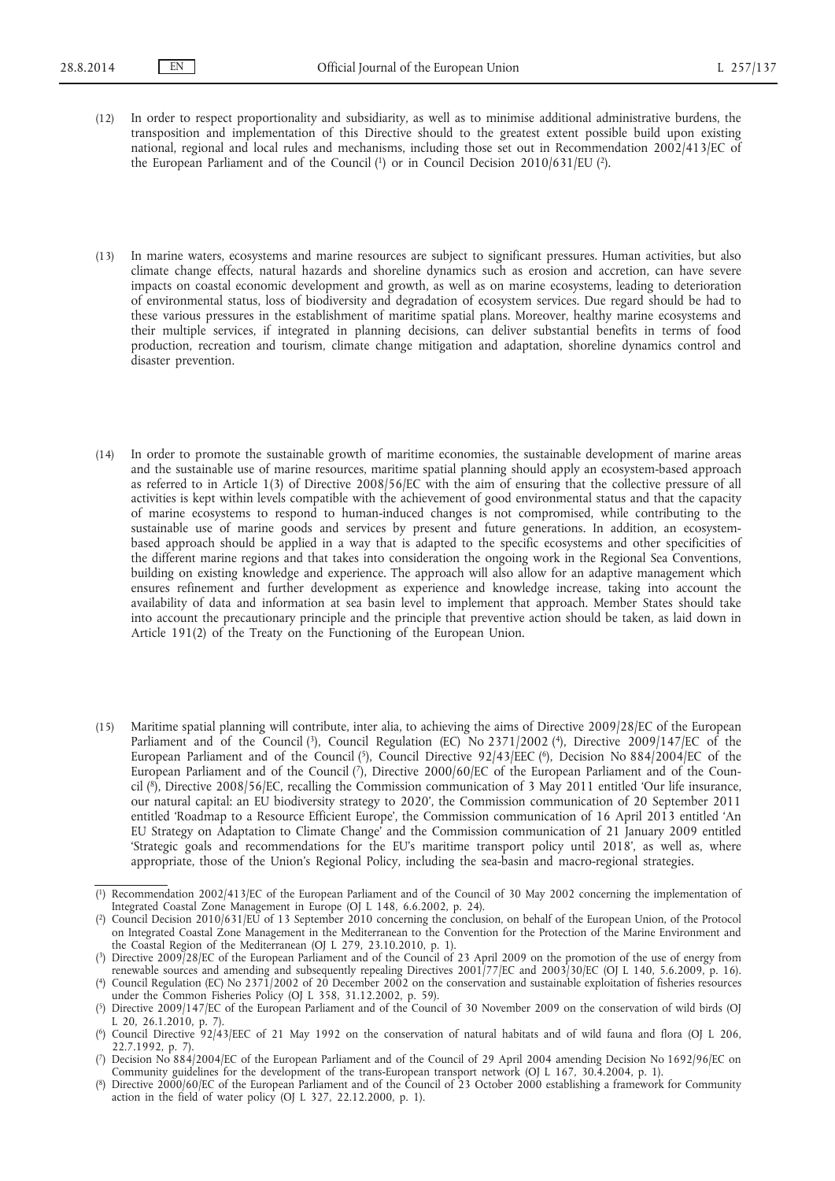(12) In order to respect proportionality and subsidiarity, as well as to minimise additional administrative burdens, the transposition and implementation of this Directive should to the greatest extent possible build upon existing national, regional and local rules and mechanisms, including those set out in Recommendation 2002/413/EC of the European Parliament and of the Council [1] or in Council Decision 2010/631/EU [2].

(13) In marine waters, ecosystems and marine resources are subject to significant pressures. Human activities, but also climate change effects, natural hazards and shoreline dynamics such as erosion and accretion, can have severe impacts on coastal economic development and growth, as well as on marine ecosystems, leading to deterioration of environmental status, loss of biodiversity and degradation of ecosystem services. Due regard should be had to these various pressures in the establishment of maritime spatial plans. Moreover, healthy marine ecosystems and their multiple services, if integrated in planning decisions, can deliver substantial benefits in terms of food production, recreation and tourism, climate change mitigation and adaptation, shoreline dynamics control and disaster prevention.

(14) In order to promote the sustainable growth of maritime economies, the sustainable development of marine areas and the sustainable use of marine resources, maritime spatial planning should apply an ecosystem-based approach as referred to in Article 1(3) of Directive 2008/56/EC with the aim of ensuring that the collective pressure of all activities is kept within levels compatible with the achievement of good environmental status and that the capacity of marine ecosystems to respond to human-induced changes is not compromised, while contributing to the sustainable use of marine goods and services by present and future generations. In addition, an ecosystem-based approach should be applied in a way that is adapted to the specific ecosystems and other specificities of the different marine regions and that takes into consideration the ongoing work in the Regional Sea Conventions, building on existing knowledge and experience. The approach will also allow for an adaptive management which ensures refinement and further development as experience and knowledge increase, taking into account the availability of data and information at sea basin level to implement that approach. Member States should take into account the precautionary principle and the principle that preventive action should be taken, as laid down in Article 191(2) of the Treaty on the Functioning of the European Union.

(15) Maritime spatial planning will contribute, inter alia, to achieving the aims of Directive 2009/28/EC of the European Parliament and of the Council [3], Council Regulation (EC) No 2371/2002 [4], Directive 2009/147/EC of the European Parliament and of the Council [5], Council Directive 92/43/EEC [6], Decision No 884/2004/EC of the European Parliament and of the Council [7], Directive 2000/60/EC of the European Parliament and of the Council [8], Directive 2008/56/EC, recalling the Commission communication of 3 May 2011 entitled 'Our life insurance, our natural capital: an EU biodiversity strategy to 2020', the Commission communication of 20 September 2011 entitled 'Roadmap to a Resource Efficient Europe', the Commission communication of 16 April 2013 entitled 'An EU Strategy on Adaptation to Climate Change' and the Commission communication of 21 January 2009 entitled 'Strategic goals and recommendations for the EU's maritime transport policy until 2018', as well as, where appropriate, those of the Union's Regional Policy, including the sea-basin and macro-regional strategies.

---

(1) Recommendation 2002/413/EC of the European Parliament and of the Council of 30 May 2002 concerning the implementation of Integrated Coastal Zone Management in Europe (OJ L 148, 6.6.2002, p. 24).

(2) Council Decision 2010/631/EU of 13 September 2010 concerning the conclusion, on behalf of the European Union, of the Protocol on Integrated Coastal Zone Management in the Mediterranean to the Convention for the Protection of the Marine Environment and the Coastal Region of the Mediterranean (OJ L 279, 23.10.2010, p. 1).

(3) Directive 2009/28/EC of the European Parliament and of the Council of 23 April 2009 on the promotion of the use of energy from renewable sources and amending and subsequently repealing Directives 2001/77/EC and 2003/30/EC (OJ L 140, 5.6.2009, p. 16).

(4) Council Regulation (EC) No 2371/2002 of 20 December 2002 on the conservation and sustainable exploitation of fisheries resources under the Common Fisheries Policy (OJ L 358, 31.12.2002, p. 59).

(5) Directive 2009/147/EC of the European Parliament and of the Council of 30 November 2009 on the conservation of wild birds (OJ L 20, 26.1.2010, p. 7).

(6) Council Directive 92/43/EEC of 21 May 1992 on the conservation of natural habitats and of wild fauna and flora (OJ L 206, 22.7.1992, p. 7).

(7) Decision No 884/2004/EC of the European Parliament and of the Council of 29 April 2004 amending Decision No 1692/96/EC on Community guidelines for the development of the trans-European transport network (OJ L 167, 30.4.2004, p. 1).

(8) Directive 2000/60/EC of the European Parliament and of the Council of 23 October 2000 establishing a framework for Community action in the field of water policy (OJ L 327, 22.12.2000, p. 1).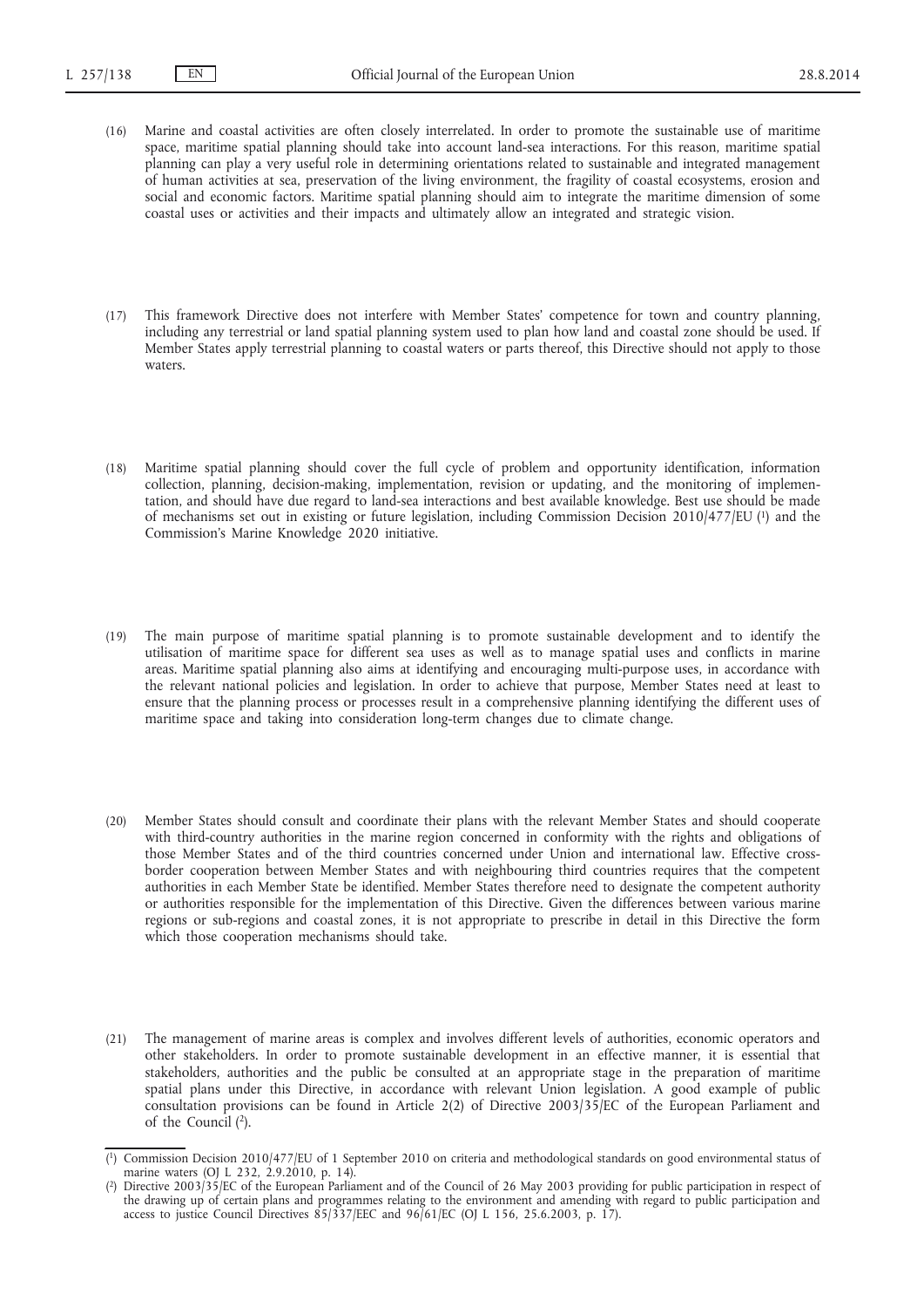(16) Marine and coastal activities are often closely interrelated. In order to promote the sustainable use of maritime space, maritime spatial planning should take into account land-sea interactions. For this reason, maritime spatial planning can play a very useful role in determining orientations related to sustainable and integrated management of human activities at sea, preservation of the living environment, the fragility of coastal ecosystems, erosion and social and economic factors. Maritime spatial planning should aim to integrate the maritime dimension of some coastal uses or activities and their impacts and ultimately allow an integrated and strategic vision.

(17) This framework Directive does not interfere with Member States' competence for town and country planning, including any terrestrial or land spatial planning system used to plan how land and coastal zone should be used. If Member States apply terrestrial planning to coastal waters or parts thereof, this Directive should not apply to those waters.

(18) Maritime spatial planning should cover the full cycle of problem and opportunity identification, information collection, planning, decision-making, implementation, revision or updating, and the monitoring of implementation, and should have due regard to land-sea interactions and best available knowledge. Best use should be made of mechanisms set out in existing or future legislation, including Commission Decision 2010/477/EU [1] and the Commission's Marine Knowledge 2020 initiative.

(19) The main purpose of maritime spatial planning is to promote sustainable development and to identify the utilisation of maritime space for different sea uses as well as to manage spatial uses and conflicts in marine areas. Maritime spatial planning also aims at identifying and encouraging multi-purpose uses, in accordance with the relevant national policies and legislation. In order to achieve that purpose, Member States need at least to ensure that the planning process or processes result in a comprehensive planning identifying the different uses of maritime space and taking into consideration long-term changes due to climate change.

(20) Member States should consult and coordinate their plans with the relevant Member States and should cooperate with third-country authorities in the marine region concerned in conformity with the rights and obligations of those Member States and of the third countries concerned under Union and international law. Effective cross-border cooperation between Member States and with neighbouring third countries requires that the competent authorities in each Member State be identified. Member States therefore need to designate the competent authority or authorities responsible for the implementation of this Directive. Given the differences between various marine regions or sub-regions and coastal zones, it is not appropriate to prescribe in detail in this Directive the form which those cooperation mechanisms should take.

(21) The management of marine areas is complex and involves different levels of authorities, economic operators and other stakeholders. In order to promote sustainable development in an effective manner, it is essential that stakeholders, authorities and the public be consulted at an appropriate stage in the preparation of maritime spatial plans under this Directive, in accordance with relevant Union legislation. A good example of public consultation provisions can be found in Article 2(2) of Directive 2003/35/EC of the European Parliament and of the Council [2].

---

[1] Commission Decision 2010/477/EU of 1 September 2010 on criteria and methodological standards on good environmental status of marine waters (OJ L 232, 2.9.2010, p. 14).

[2] Directive 2003/35/EC of the European Parliament and of the Council of 26 May 2003 providing for public participation in respect of the drawing up of certain plans and programmes relating to the environment and amending with regard to public participation and access to justice Council Directives 85/337/EEC and 96/61/EC (OJ L 156, 25.6.2003, p. 17).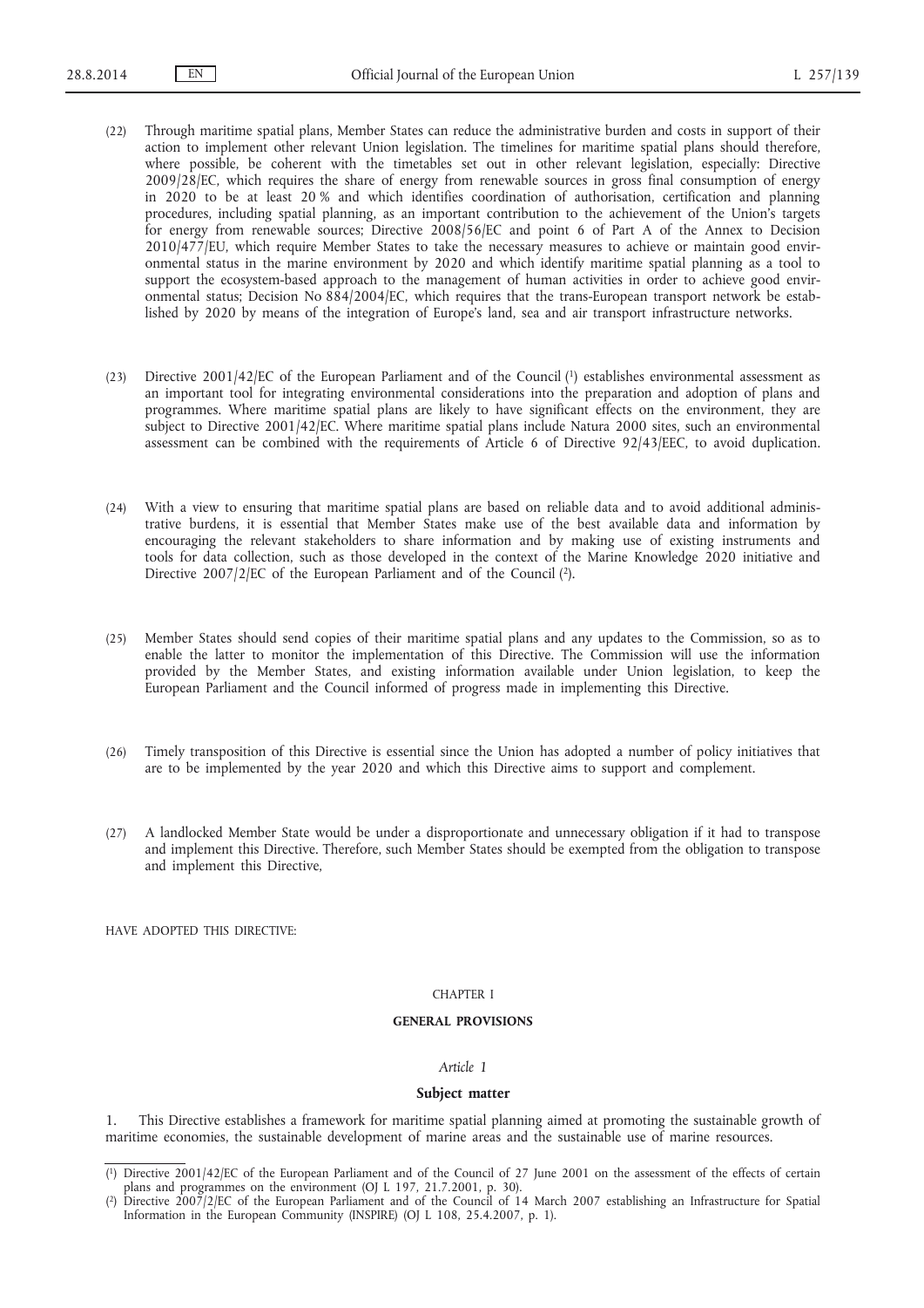(22) Through maritime spatial plans, Member States can reduce the administrative burden and costs in support of their action to implement other relevant Union legislation. The timelines for maritime spatial plans should therefore, where possible, be coherent with the timetables set out in other relevant legislation, especially: Directive 2009/28/EC, which requires the share of energy from renewable sources in gross final consumption of energy in 2020 to be at least 20 % and which identifies coordination of authorisation, certification and planning procedures, including spatial planning, as an important contribution to the achievement of the Union's targets for energy from renewable sources; Directive 2008/56/EC and point 6 of Part A of the Annex to Decision 2010/477/EU, which require Member States to take the necessary measures to achieve or maintain good environmental status in the marine environment by 2020 and which identify maritime spatial planning as a tool to support the ecosystem-based approach to the management of human activities in order to achieve good environmental status; Decision No 884/2004/EC, which requires that the trans-European transport network be established by 2020 by means of the integration of Europe's land, sea and air transport infrastructure networks.

(23) Directive 2001/42/EC of the European Parliament and of the Council [1] establishes environmental assessment as an important tool for integrating environmental considerations into the preparation and adoption of plans and programmes. Where maritime spatial plans are likely to have significant effects on the environment, they are subject to Directive 2001/42/EC. Where maritime spatial plans include Natura 2000 sites, such an environmental assessment can be combined with the requirements of Article 6 of Directive 92/43/EEC, to avoid duplication.

(24) With a view to ensuring that maritime spatial plans are based on reliable data and to avoid additional administrative burdens, it is essential that Member States make use of the best available data and information by encouraging the relevant stakeholders to share information and by making use of existing instruments and tools for data collection, such as those developed in the context of the Marine Knowledge 2020 initiative and Directive 2007/2/EC of the European Parliament and of the Council [2].

(25) Member States should send copies of their maritime spatial plans and any updates to the Commission, so as to enable the latter to monitor the implementation of this Directive. The Commission will use the information provided by the Member States, and existing information available under Union legislation, to keep the European Parliament and the Council informed of progress made in implementing this Directive.

(26) Timely transposition of this Directive is essential since the Union has adopted a number of policy initiatives that are to be implemented by the year 2020 and which this Directive aims to support and complement.

(27) A landlocked Member State would be under a disproportionate and unnecessary obligation if it had to transpose and implement this Directive. Therefore, such Member States should be exempted from the obligation to transpose and implement this Directive,

HAVE ADOPTED THIS DIRECTIVE:

CHAPTER I

## GENERAL PROVISIONS

*Article 1*

### Subject matter

1. This Directive establishes a framework for maritime spatial planning aimed at promoting the sustainable growth of maritime economies, the sustainable development of marine areas and the sustainable use of marine resources.

---

[1] Directive 2001/42/EC of the European Parliament and of the Council of 27 June 2001 on the assessment of the effects of certain plans and programmes on the environment (OJ L 197, 21.7.2001, p. 30).

[2] Directive 2007/2/EC of the European Parliament and of the Council of 14 March 2007 establishing an Infrastructure for Spatial Information in the European Community (INSPIRE) (OJ L 108, 25.4.2007, p. 1).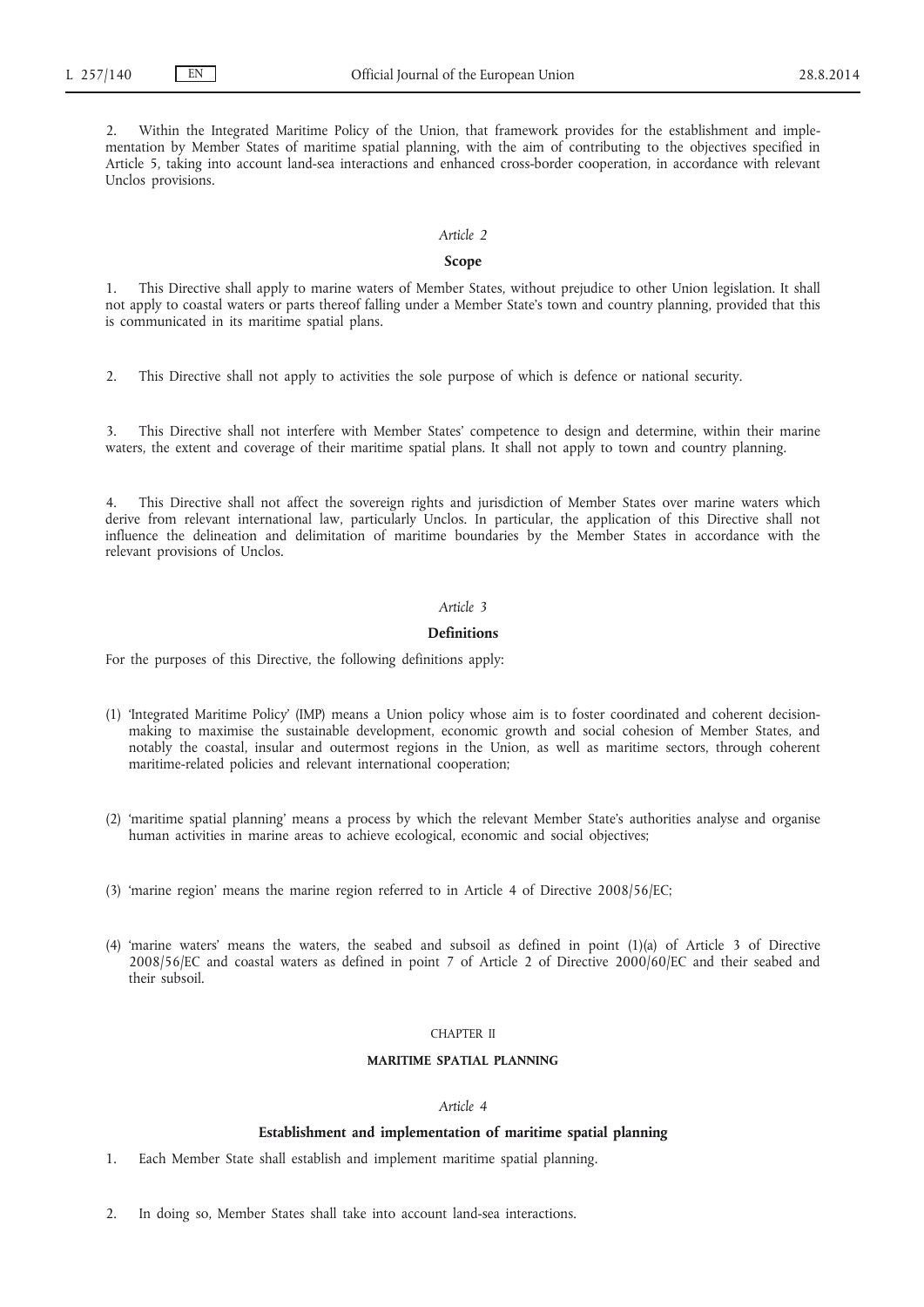2. Within the Integrated Maritime Policy of the Union, that framework provides for the establishment and implementation by Member States of maritime spatial planning, with the aim of contributing to the objectives specified in Article 5, taking into account land-sea interactions and enhanced cross-border cooperation, in accordance with relevant Unclos provisions.

*Article 2*

**Scope**

1. This Directive shall apply to marine waters of Member States, without prejudice to other Union legislation. It shall not apply to coastal waters or parts thereof falling under a Member State's town and country planning, provided that this is communicated in its maritime spatial plans.

2. This Directive shall not apply to activities the sole purpose of which is defence or national security.

3. This Directive shall not interfere with Member States' competence to design and determine, within their marine waters, the extent and coverage of their maritime spatial plans. It shall not apply to town and country planning.

4. This Directive shall not affect the sovereign rights and jurisdiction of Member States over marine waters which derive from relevant international law, particularly Unclos. In particular, the application of this Directive shall not influence the delineation and delimitation of maritime boundaries by the Member States in accordance with the relevant provisions of Unclos.

*Article 3*

**Definitions**

For the purposes of this Directive, the following definitions apply:

(1) 'Integrated Maritime Policy' (IMP) means a Union policy whose aim is to foster coordinated and coherent decision-making to maximise the sustainable development, economic growth and social cohesion of Member States, and notably the coastal, insular and outermost regions in the Union, as well as maritime sectors, through coherent maritime-related policies and relevant international cooperation;

(2) 'maritime spatial planning' means a process by which the relevant Member State's authorities analyse and organise human activities in marine areas to achieve ecological, economic and social objectives;

(3) 'marine region' means the marine region referred to in Article 4 of Directive 2008/56/EC;

(4) 'marine waters' means the waters, the seabed and subsoil as defined in point (1)(a) of Article 3 of Directive 2008/56/EC and coastal waters as defined in point 7 of Article 2 of Directive 2000/60/EC and their seabed and their subsoil.

CHAPTER II

**MARITIME SPATIAL PLANNING**

*Article 4*

**Establishment and implementation of maritime spatial planning**

1. Each Member State shall establish and implement maritime spatial planning.

2. In doing so, Member States shall take into account land-sea interactions.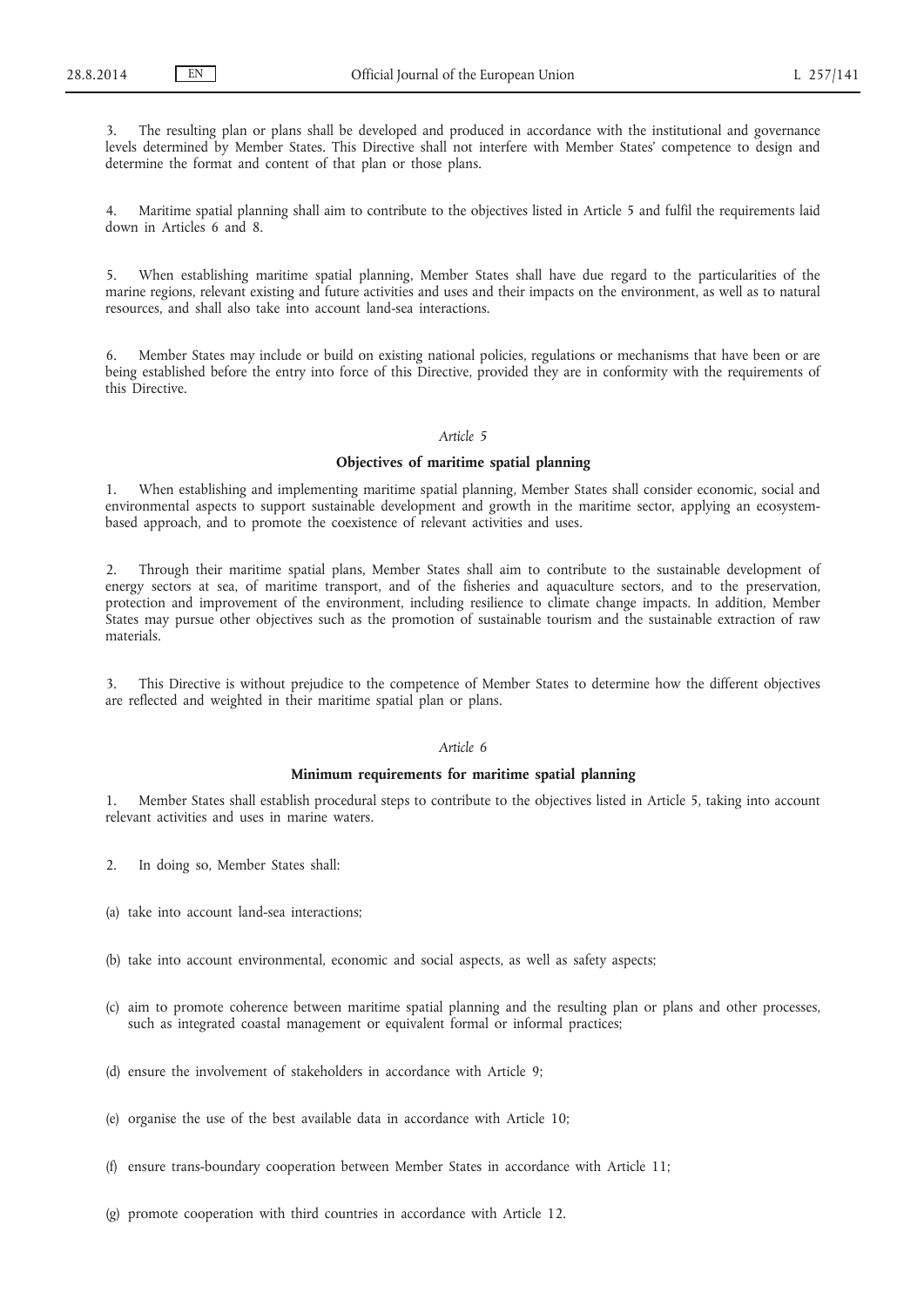3. The resulting plan or plans shall be developed and produced in accordance with the institutional and governance levels determined by Member States. This Directive shall not interfere with Member States' competence to design and determine the format and content of that plan or those plans.

4. Maritime spatial planning shall aim to contribute to the objectives listed in Article 5 and fulfil the requirements laid down in Articles 6 and 8.

5. When establishing maritime spatial planning, Member States shall have due regard to the particularities of the marine regions, relevant existing and future activities and uses and their impacts on the environment, as well as to natural resources, and shall also take into account land-sea interactions.

6. Member States may include or build on existing national policies, regulations or mechanisms that have been or are being established before the entry into force of this Directive, provided they are in conformity with the requirements of this Directive.

*Article 5*

**Objectives of maritime spatial planning**

1. When establishing and implementing maritime spatial planning, Member States shall consider economic, social and environmental aspects to support sustainable development and growth in the maritime sector, applying an ecosystem-based approach, and to promote the coexistence of relevant activities and uses.

2. Through their maritime spatial plans, Member States shall aim to contribute to the sustainable development of energy sectors at sea, of maritime transport, and of the fisheries and aquaculture sectors, and to the preservation, protection and improvement of the environment, including resilience to climate change impacts. In addition, Member States may pursue other objectives such as the promotion of sustainable tourism and the sustainable extraction of raw materials.

3. This Directive is without prejudice to the competence of Member States to determine how the different objectives are reflected and weighted in their maritime spatial plan or plans.

*Article 6*

**Minimum requirements for maritime spatial planning**

1. Member States shall establish procedural steps to contribute to the objectives listed in Article 5, taking into account relevant activities and uses in marine waters.

2. In doing so, Member States shall:

(a) take into account land-sea interactions;

(b) take into account environmental, economic and social aspects, as well as safety aspects;

(c) aim to promote coherence between maritime spatial planning and the resulting plan or plans and other processes, such as integrated coastal management or equivalent formal or informal practices;

(d) ensure the involvement of stakeholders in accordance with Article 9;

(e) organise the use of the best available data in accordance with Article 10;

(f) ensure trans-boundary cooperation between Member States in accordance with Article 11;

(g) promote cooperation with third countries in accordance with Article 12.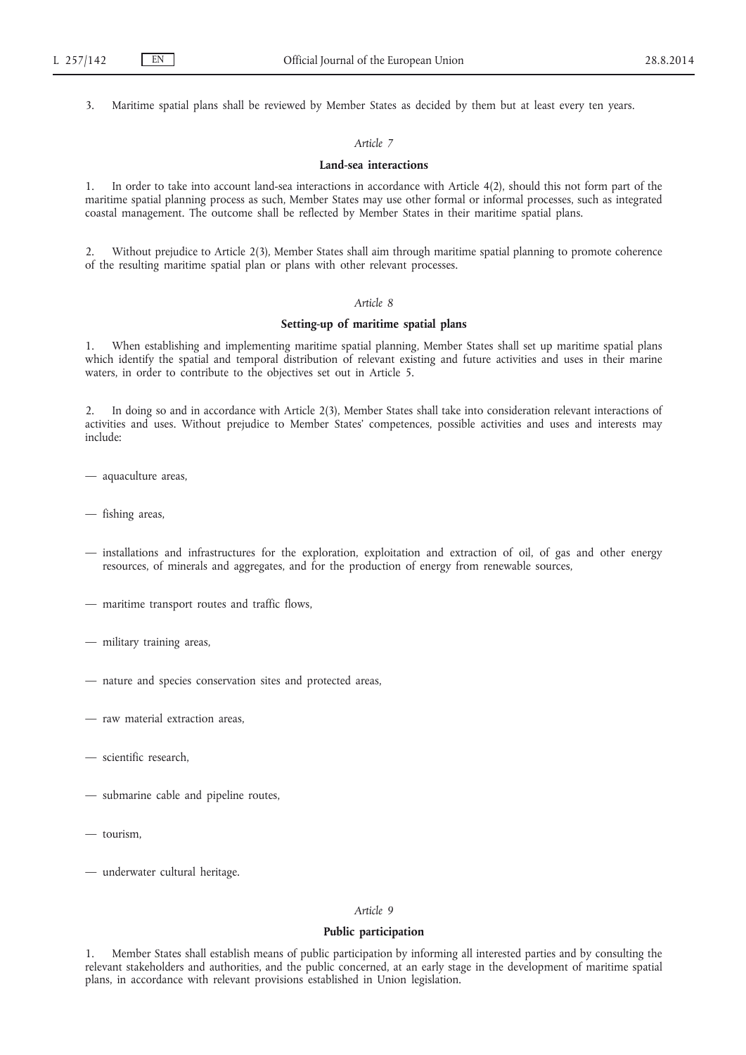3. Maritime spatial plans shall be reviewed by Member States as decided by them but at least every ten years.

*Article 7*

**Land-sea interactions**

1. In order to take into account land-sea interactions in accordance with Article 4(2), should this not form part of the maritime spatial planning process as such, Member States may use other formal or informal processes, such as integrated coastal management. The outcome shall be reflected by Member States in their maritime spatial plans.

2. Without prejudice to Article 2(3), Member States shall aim through maritime spatial planning to promote coherence of the resulting maritime spatial plan or plans with other relevant processes.

*Article 8*

**Setting-up of maritime spatial plans**

1. When establishing and implementing maritime spatial planning, Member States shall set up maritime spatial plans which identify the spatial and temporal distribution of relevant existing and future activities and uses in their marine waters, in order to contribute to the objectives set out in Article 5.

2. In doing so and in accordance with Article 2(3), Member States shall take into consideration relevant interactions of activities and uses. Without prejudice to Member States' competences, possible activities and uses and interests may include:

— aquaculture areas,

— fishing areas,

— installations and infrastructures for the exploration, exploitation and extraction of oil, of gas and other energy resources, of minerals and aggregates, and for the production of energy from renewable sources,

— maritime transport routes and traffic flows,

— military training areas,

— nature and species conservation sites and protected areas,

— raw material extraction areas,

— scientific research,

— submarine cable and pipeline routes,

— tourism,

— underwater cultural heritage.

*Article 9*

**Public participation**

1. Member States shall establish means of public participation by informing all interested parties and by consulting the relevant stakeholders and authorities, and the public concerned, at an early stage in the development of maritime spatial plans, in accordance with relevant provisions established in Union legislation.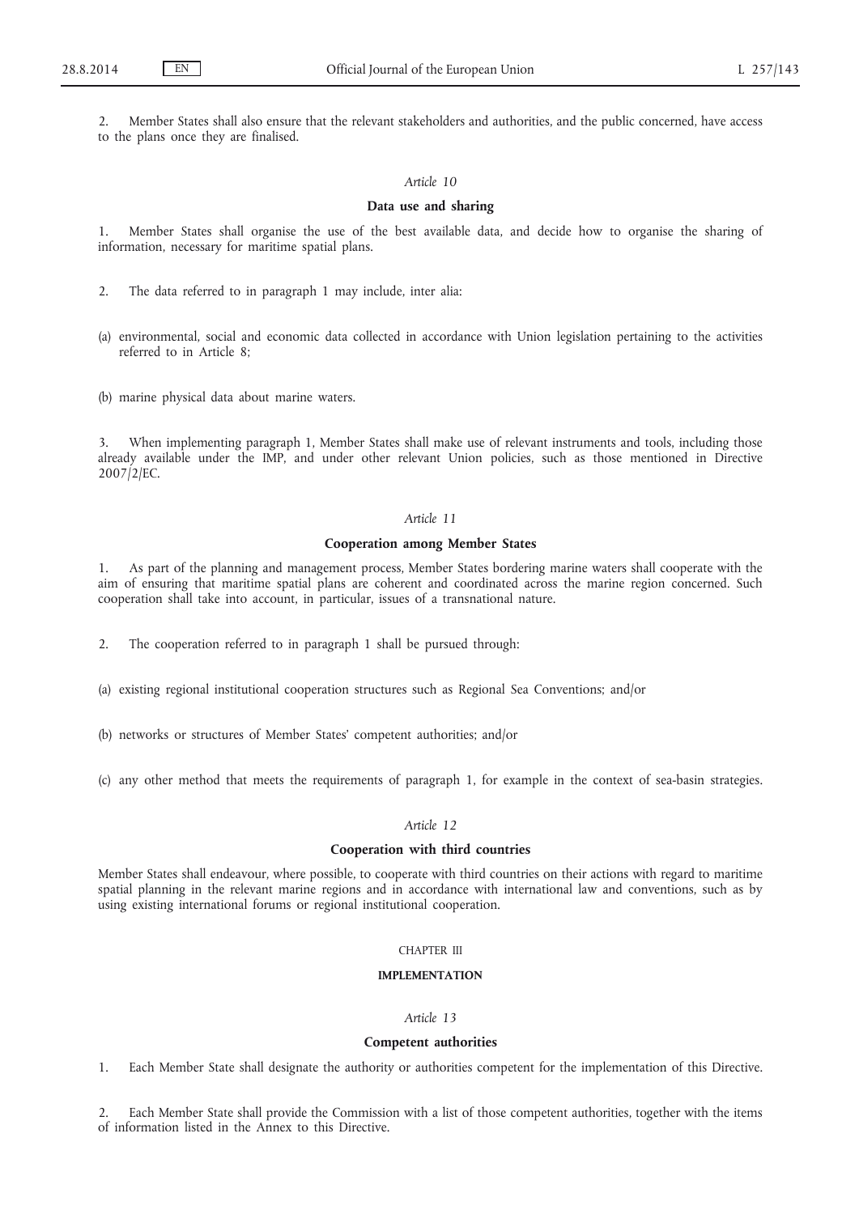2. Member States shall also ensure that the relevant stakeholders and authorities, and the public concerned, have access to the plans once they are finalised.

*Article 10*

**Data use and sharing**

1. Member States shall organise the use of the best available data, and decide how to organise the sharing of information, necessary for maritime spatial plans.

2. The data referred to in paragraph 1 may include, inter alia:

(a) environmental, social and economic data collected in accordance with Union legislation pertaining to the activities referred to in Article 8;

(b) marine physical data about marine waters.

3. When implementing paragraph 1, Member States shall make use of relevant instruments and tools, including those already available under the IMP, and under other relevant Union policies, such as those mentioned in Directive 2007/2/EC.

*Article 11*

**Cooperation among Member States**

1. As part of the planning and management process, Member States bordering marine waters shall cooperate with the aim of ensuring that maritime spatial plans are coherent and coordinated across the marine region concerned. Such cooperation shall take into account, in particular, issues of a transnational nature.

2. The cooperation referred to in paragraph 1 shall be pursued through:

(a) existing regional institutional cooperation structures such as Regional Sea Conventions; and/or

(b) networks or structures of Member States' competent authorities; and/or

(c) any other method that meets the requirements of paragraph 1, for example in the context of sea-basin strategies.

*Article 12*

**Cooperation with third countries**

Member States shall endeavour, where possible, to cooperate with third countries on their actions with regard to maritime spatial planning in the relevant marine regions and in accordance with international law and conventions, such as by using existing international forums or regional institutional cooperation.

CHAPTER III

**IMPLEMENTATION**

*Article 13*

**Competent authorities**

1. Each Member State shall designate the authority or authorities competent for the implementation of this Directive.

2. Each Member State shall provide the Commission with a list of those competent authorities, together with the items of information listed in the Annex to this Directive.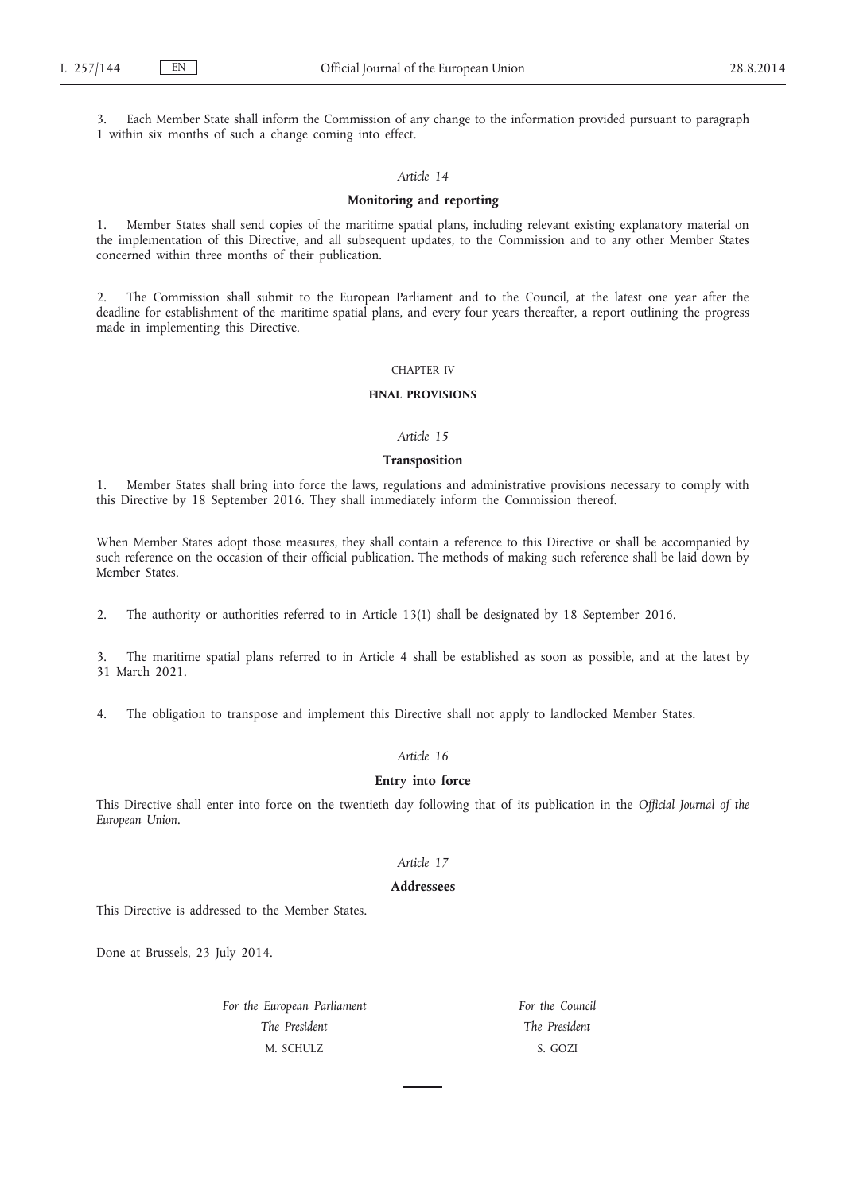3. Each Member State shall inform the Commission of any change to the information provided pursuant to paragraph 1 within six months of such a change coming into effect.

*Article 14*

**Monitoring and reporting**

1. Member States shall send copies of the maritime spatial plans, including relevant existing explanatory material on the implementation of this Directive, and all subsequent updates, to the Commission and to any other Member States concerned within three months of their publication.

2. The Commission shall submit to the European Parliament and to the Council, at the latest one year after the deadline for establishment of the maritime spatial plans, and every four years thereafter, a report outlining the progress made in implementing this Directive.

## CHAPTER IV

## FINAL PROVISIONS

*Article 15*

**Transposition**

1. Member States shall bring into force the laws, regulations and administrative provisions necessary to comply with this Directive by 18 September 2016. They shall immediately inform the Commission thereof.

When Member States adopt those measures, they shall contain a reference to this Directive or shall be accompanied by such reference on the occasion of their official publication. The methods of making such reference shall be laid down by Member States.

2. The authority or authorities referred to in Article 13(1) shall be designated by 18 September 2016.

3. The maritime spatial plans referred to in Article 4 shall be established as soon as possible, and at the latest by 31 March 2021.

4. The obligation to transpose and implement this Directive shall not apply to landlocked Member States.

*Article 16*

**Entry into force**

This Directive shall enter into force on the twentieth day following that of its publication in the *Official Journal of the European Union*.

*Article 17*

**Addressees**

This Directive is addressed to the Member States.

Done at Brussels, 23 July 2014.

| *For the European Parliament* | *For the Council* |
|---|---|
| *The President* | *The President* |
| M. SCHULZ | S. GOZI |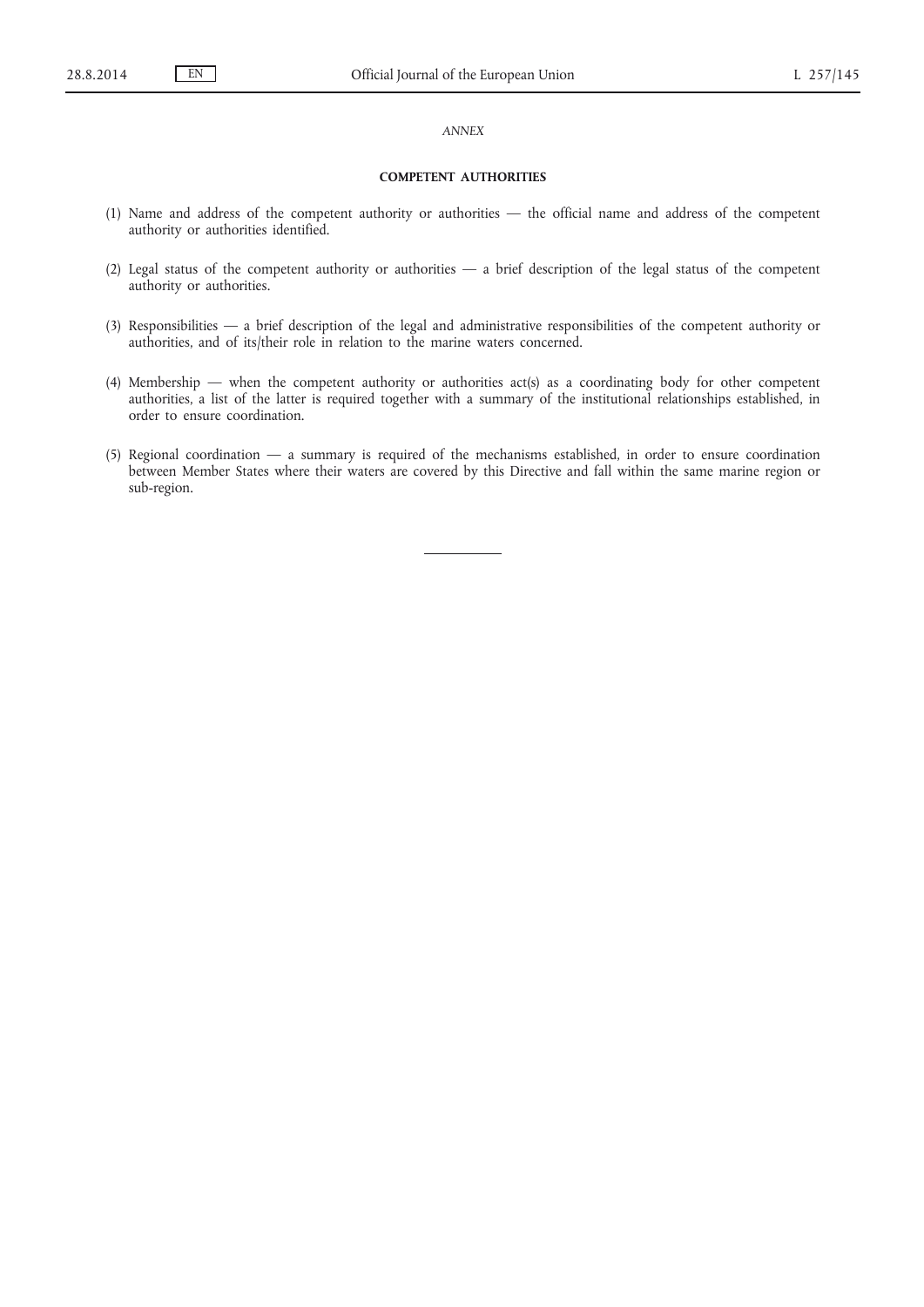*ANNEX*

**COMPETENT AUTHORITIES**

(1) Name and address of the competent authority or authorities — the official name and address of the competent authority or authorities identified.

(2) Legal status of the competent authority or authorities — a brief description of the legal status of the competent authority or authorities.

(3) Responsibilities — a brief description of the legal and administrative responsibilities of the competent authority or authorities, and of its/their role in relation to the marine waters concerned.

(4) Membership — when the competent authority or authorities act(s) as a coordinating body for other competent authorities, a list of the latter is required together with a summary of the institutional relationships established, in order to ensure coordination.

(5) Regional coordination — a summary is required of the mechanisms established, in order to ensure coordination between Member States where their waters are covered by this Directive and fall within the same marine region or sub-region.